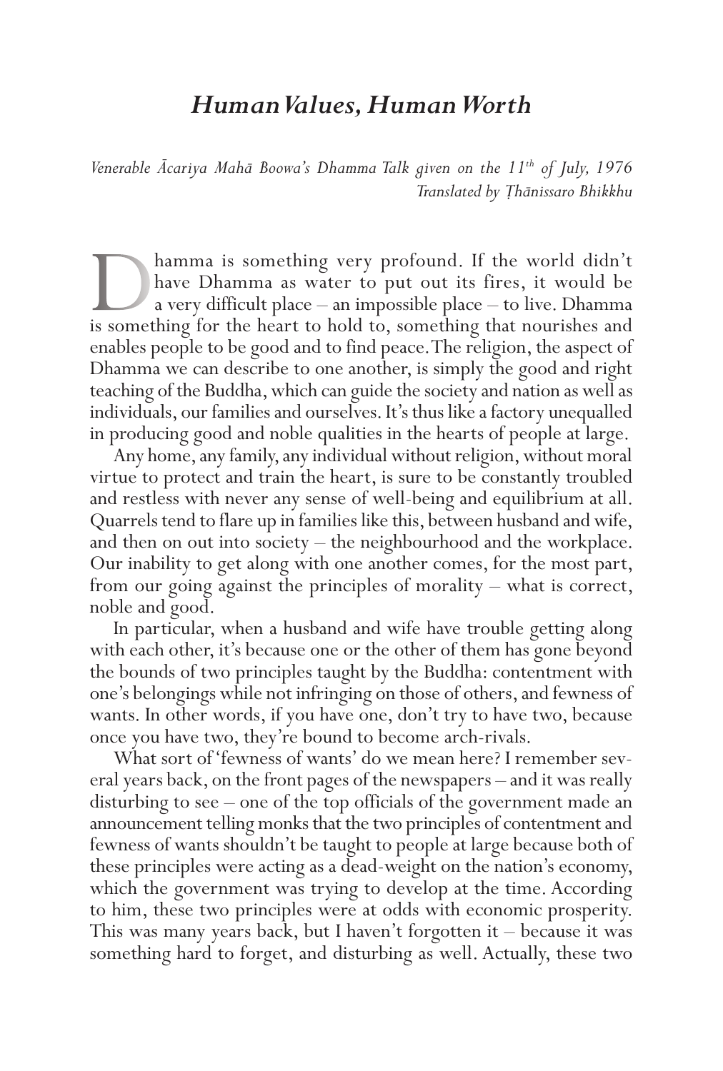# *Human Values, Human Worth*

*Venerable Ācariya Mahā Boowa's Dhamma Talk given on the 11th of July, 1976*
*Translated by Ṭhānissaro Bhikkhu*

Dhamma is something very profound. If the world didn't have Dhamma as water to put out its fires, it would be a very difficult place – an impossible place – to live. Dhamma is something for the heart to hold to, something that nourishes and enables people to be good and to find peace. The religion, the aspect of Dhamma we can describe to one another, is simply the good and right teaching of the Buddha, which can guide the society and nation as well as individuals, our families and ourselves. It's thus like a factory unequalled in producing good and noble qualities in the hearts of people at large.

Any home, any family, any individual without religion, without moral virtue to protect and train the heart, is sure to be constantly troubled and restless with never any sense of well-being and equilibrium at all. Quarrels tend to flare up in families like this, between husband and wife, and then on out into society – the neighbourhood and the workplace. Our inability to get along with one another comes, for the most part, from our going against the principles of morality – what is correct, noble and good.

In particular, when a husband and wife have trouble getting along with each other, it's because one or the other of them has gone beyond the bounds of two principles taught by the Buddha: contentment with one's belongings while not infringing on those of others, and fewness of wants. In other words, if you have one, don't try to have two, because once you have two, they're bound to become arch-rivals.

What sort of 'fewness of wants' do we mean here? I remember several years back, on the front pages of the newspapers – and it was really disturbing to see – one of the top officials of the government made an announcement telling monks that the two principles of contentment and fewness of wants shouldn't be taught to people at large because both of these principles were acting as a dead-weight on the nation's economy, which the government was trying to develop at the time. According to him, these two principles were at odds with economic prosperity. This was many years back, but I haven't forgotten it – because it was something hard to forget, and disturbing as well. Actually, these two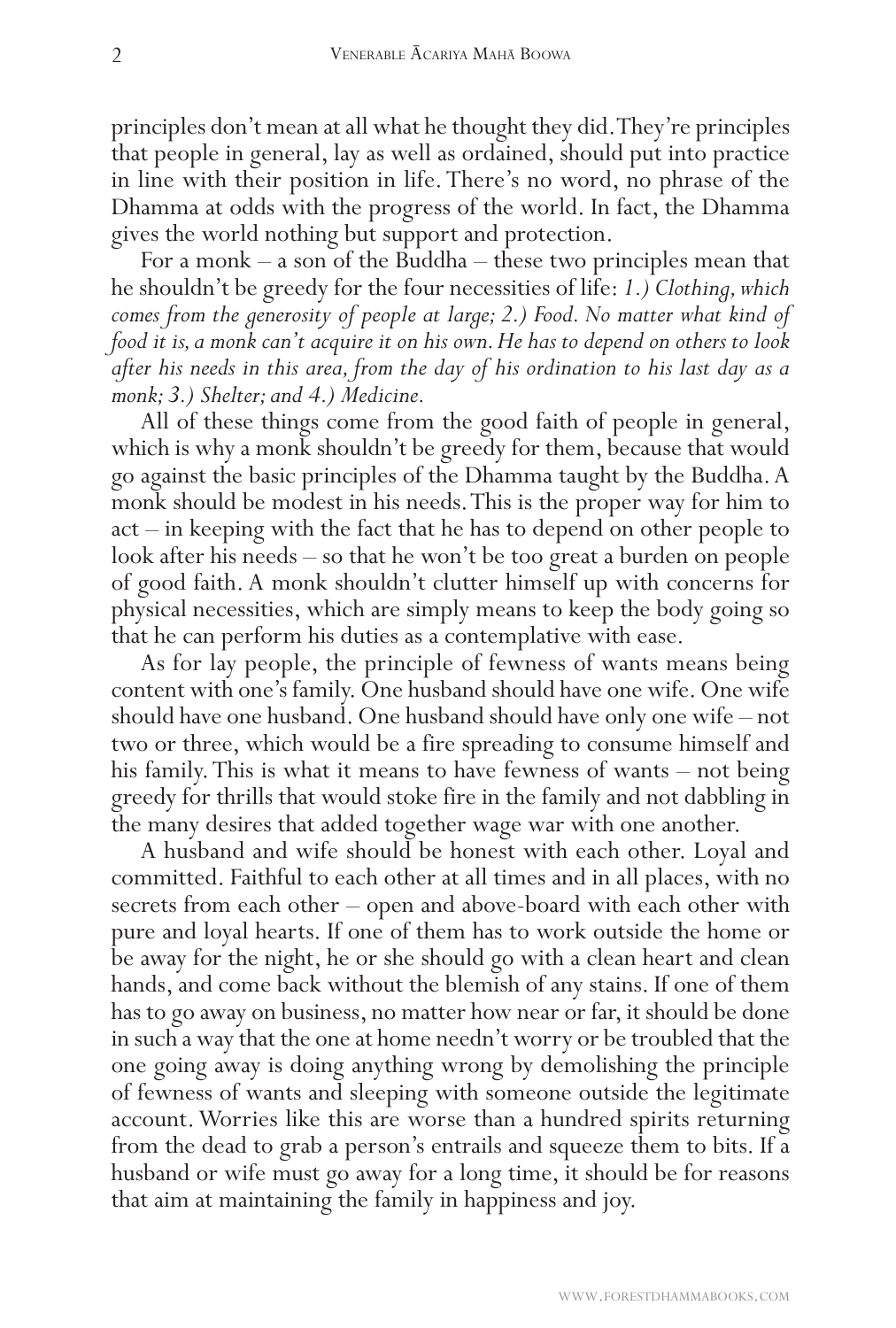principles don't mean at all what he thought they did. They're principles that people in general, lay as well as ordained, should put into practice in line with their position in life. There's no word, no phrase of the Dhamma at odds with the progress of the world. In fact, the Dhamma gives the world nothing but support and protection.

For a monk – a son of the Buddha – these two principles mean that he shouldn't be greedy for the four necessities of life: *1.) Clothing, which comes from the generosity of people at large; 2.) Food. No matter what kind of food it is, a monk can't acquire it on his own. He has to depend on others to look after his needs in this area, from the day of his ordination to his last day as a monk; 3.) Shelter; and 4.) Medicine.*

All of these things come from the good faith of people in general, which is why a monk shouldn't be greedy for them, because that would go against the basic principles of the Dhamma taught by the Buddha. A monk should be modest in his needs. This is the proper way for him to act – in keeping with the fact that he has to depend on other people to look after his needs – so that he won't be too great a burden on people of good faith. A monk shouldn't clutter himself up with concerns for physical necessities, which are simply means to keep the body going so that he can perform his duties as a contemplative with ease.

As for lay people, the principle of fewness of wants means being content with one's family. One husband should have one wife. One wife should have one husband. One husband should have only one wife – not two or three, which would be a fire spreading to consume himself and his family. This is what it means to have fewness of wants – not being greedy for thrills that would stoke fire in the family and not dabbling in the many desires that added together wage war with one another.

A husband and wife should be honest with each other. Loyal and committed. Faithful to each other at all times and in all places, with no secrets from each other – open and above-board with each other with pure and loyal hearts. If one of them has to work outside the home or be away for the night, he or she should go with a clean heart and clean hands, and come back without the blemish of any stains. If one of them has to go away on business, no matter how near or far, it should be done in such a way that the one at home needn't worry or be troubled that the one going away is doing anything wrong by demolishing the principle of fewness of wants and sleeping with someone outside the legitimate account. Worries like this are worse than a hundred spirits returning from the dead to grab a person's entrails and squeeze them to bits. If a husband or wife must go away for a long time, it should be for reasons that aim at maintaining the family in happiness and joy.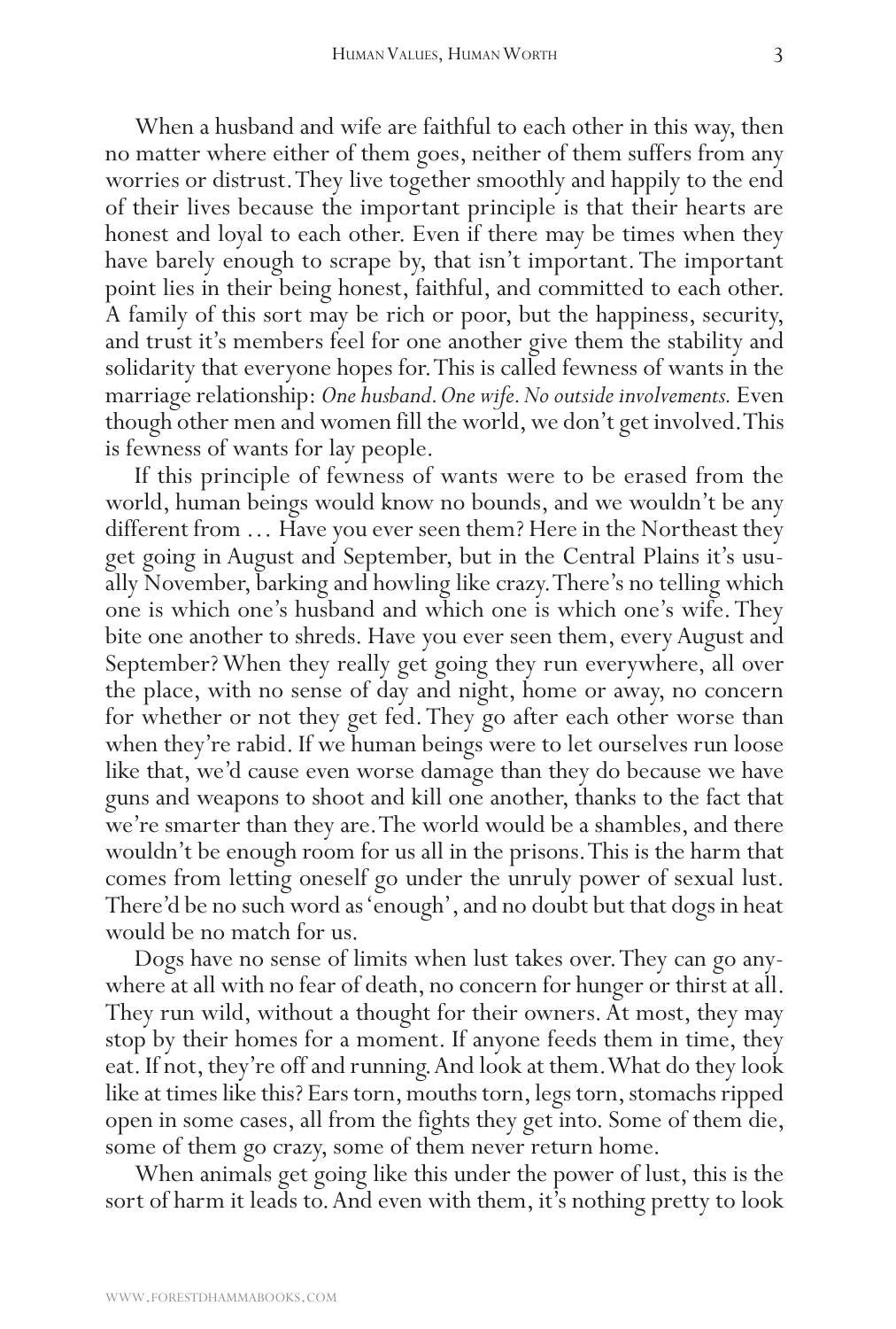When a husband and wife are faithful to each other in this way, then no matter where either of them goes, neither of them suffers from any worries or distrust. They live together smoothly and happily to the end of their lives because the important principle is that their hearts are honest and loyal to each other. Even if there may be times when they have barely enough to scrape by, that isn't important. The important point lies in their being honest, faithful, and committed to each other. A family of this sort may be rich or poor, but the happiness, security, and trust it's members feel for one another give them the stability and solidarity that everyone hopes for. This is called fewness of wants in the marriage relationship: *One husband. One wife. No outside involvements.* Even though other men and women fill the world, we don't get involved. This is fewness of wants for lay people.

If this principle of fewness of wants were to be erased from the world, human beings would know no bounds, and we wouldn't be any different from … Have you ever seen them? Here in the Northeast they get going in August and September, but in the Central Plains it's usually November, barking and howling like crazy. There's no telling which one is which one's husband and which one is which one's wife. They bite one another to shreds. Have you ever seen them, every August and September? When they really get going they run everywhere, all over the place, with no sense of day and night, home or away, no concern for whether or not they get fed. They go after each other worse than when they're rabid. If we human beings were to let ourselves run loose like that, we'd cause even worse damage than they do because we have guns and weapons to shoot and kill one another, thanks to the fact that we're smarter than they are. The world would be a shambles, and there wouldn't be enough room for us all in the prisons. This is the harm that comes from letting oneself go under the unruly power of sexual lust. There'd be no such word as 'enough', and no doubt but that dogs in heat would be no match for us.

Dogs have no sense of limits when lust takes over. They can go anywhere at all with no fear of death, no concern for hunger or thirst at all. They run wild, without a thought for their owners. At most, they may stop by their homes for a moment. If anyone feeds them in time, they eat. If not, they're off and running. And look at them. What do they look like at times like this? Ears torn, mouths torn, legs torn, stomachs ripped open in some cases, all from the fights they get into. Some of them die, some of them go crazy, some of them never return home.

When animals get going like this under the power of lust, this is the sort of harm it leads to. And even with them, it's nothing pretty to look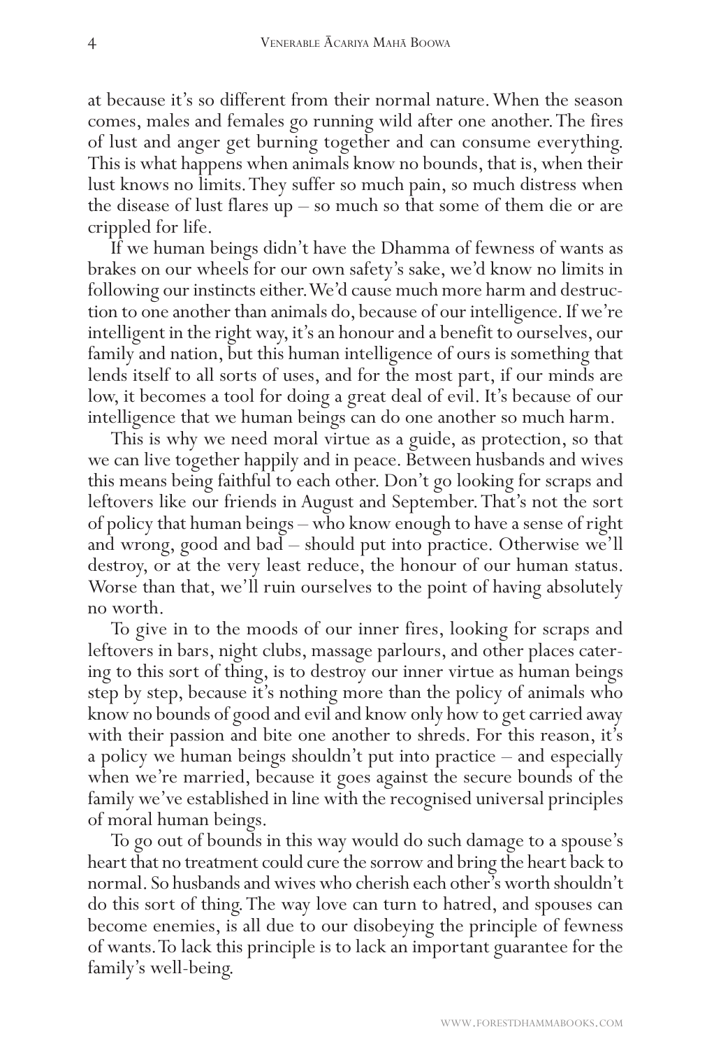at because it's so different from their normal nature. When the season comes, males and females go running wild after one another. The fires of lust and anger get burning together and can consume everything. This is what happens when animals know no bounds, that is, when their lust knows no limits. They suffer so much pain, so much distress when the disease of lust flares up – so much so that some of them die or are crippled for life.

If we human beings didn't have the Dhamma of fewness of wants as brakes on our wheels for our own safety's sake, we'd know no limits in following our instincts either. We'd cause much more harm and destruction to one another than animals do, because of our intelligence. If we're intelligent in the right way, it's an honour and a benefit to ourselves, our family and nation, but this human intelligence of ours is something that lends itself to all sorts of uses, and for the most part, if our minds are low, it becomes a tool for doing a great deal of evil. It's because of our intelligence that we human beings can do one another so much harm.

This is why we need moral virtue as a guide, as protection, so that we can live together happily and in peace. Between husbands and wives this means being faithful to each other. Don't go looking for scraps and leftovers like our friends in August and September. That's not the sort of policy that human beings – who know enough to have a sense of right and wrong, good and bad – should put into practice. Otherwise we'll destroy, or at the very least reduce, the honour of our human status. Worse than that, we'll ruin ourselves to the point of having absolutely no worth.

To give in to the moods of our inner fires, looking for scraps and leftovers in bars, night clubs, massage parlours, and other places catering to this sort of thing, is to destroy our inner virtue as human beings step by step, because it's nothing more than the policy of animals who know no bounds of good and evil and know only how to get carried away with their passion and bite one another to shreds. For this reason, it's a policy we human beings shouldn't put into practice – and especially when we're married, because it goes against the secure bounds of the family we've established in line with the recognised universal principles of moral human beings.

To go out of bounds in this way would do such damage to a spouse's heart that no treatment could cure the sorrow and bring the heart back to normal. So husbands and wives who cherish each other's worth shouldn't do this sort of thing. The way love can turn to hatred, and spouses can become enemies, is all due to our disobeying the principle of fewness of wants. To lack this principle is to lack an important guarantee for the family's well-being.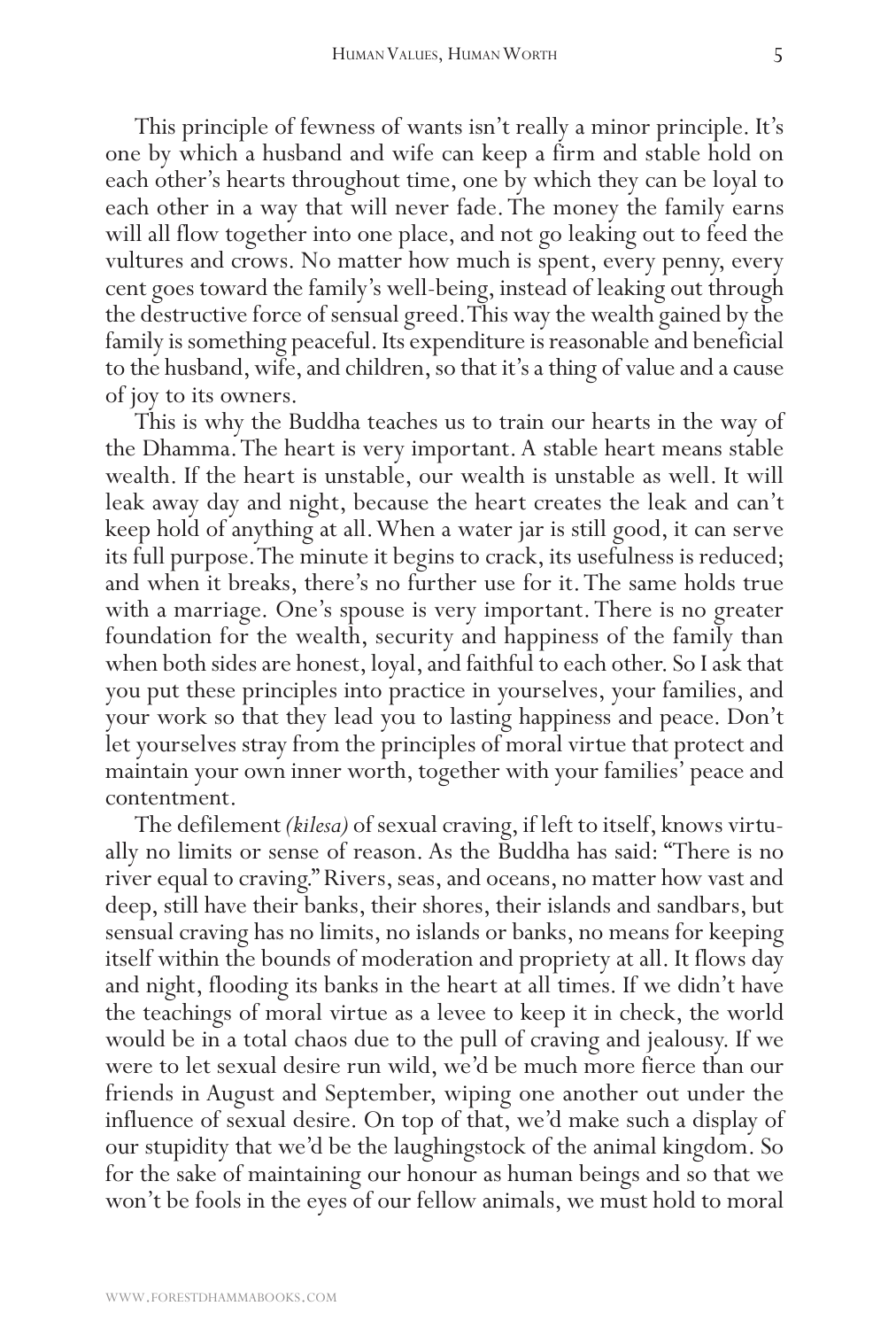This principle of fewness of wants isn't really a minor principle. It's one by which a husband and wife can keep a firm and stable hold on each other's hearts throughout time, one by which they can be loyal to each other in a way that will never fade. The money the family earns will all flow together into one place, and not go leaking out to feed the vultures and crows. No matter how much is spent, every penny, every cent goes toward the family's well-being, instead of leaking out through the destructive force of sensual greed. This way the wealth gained by the family is something peaceful. Its expenditure is reasonable and beneficial to the husband, wife, and children, so that it's a thing of value and a cause of joy to its owners.

This is why the Buddha teaches us to train our hearts in the way of the Dhamma. The heart is very important. A stable heart means stable wealth. If the heart is unstable, our wealth is unstable as well. It will leak away day and night, because the heart creates the leak and can't keep hold of anything at all. When a water jar is still good, it can serve its full purpose. The minute it begins to crack, its usefulness is reduced; and when it breaks, there's no further use for it. The same holds true with a marriage. One's spouse is very important. There is no greater foundation for the wealth, security and happiness of the family than when both sides are honest, loyal, and faithful to each other. So I ask that you put these principles into practice in yourselves, your families, and your work so that they lead you to lasting happiness and peace. Don't let yourselves stray from the principles of moral virtue that protect and maintain your own inner worth, together with your families' peace and contentment.

The defilement *(kilesa)* of sexual craving, if left to itself, knows virtually no limits or sense of reason. As the Buddha has said: "There is no river equal to craving." Rivers, seas, and oceans, no matter how vast and deep, still have their banks, their shores, their islands and sandbars, but sensual craving has no limits, no islands or banks, no means for keeping itself within the bounds of moderation and propriety at all. It flows day and night, flooding its banks in the heart at all times. If we didn't have the teachings of moral virtue as a levee to keep it in check, the world would be in a total chaos due to the pull of craving and jealousy. If we were to let sexual desire run wild, we'd be much more fierce than our friends in August and September, wiping one another out under the influence of sexual desire. On top of that, we'd make such a display of our stupidity that we'd be the laughingstock of the animal kingdom. So for the sake of maintaining our honour as human beings and so that we won't be fools in the eyes of our fellow animals, we must hold to moral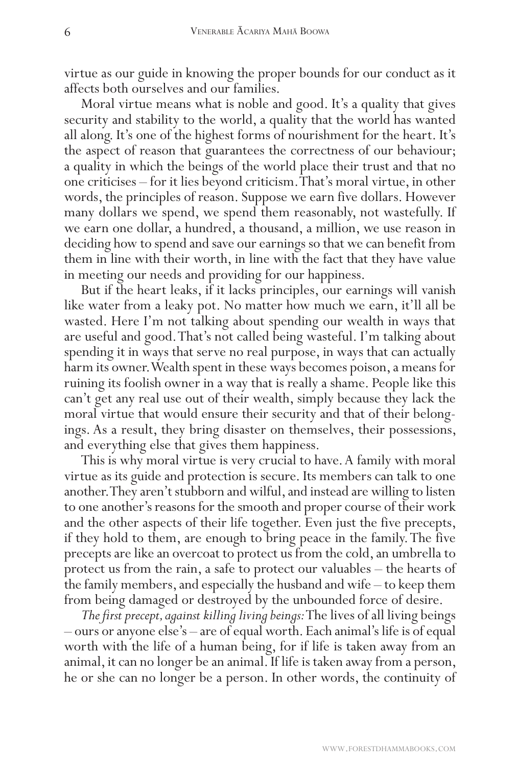virtue as our guide in knowing the proper bounds for our conduct as it affects both ourselves and our families.

Moral virtue means what is noble and good. It's a quality that gives security and stability to the world, a quality that the world has wanted all along. It's one of the highest forms of nourishment for the heart. It's the aspect of reason that guarantees the correctness of our behaviour; a quality in which the beings of the world place their trust and that no one criticises – for it lies beyond criticism. That's moral virtue, in other words, the principles of reason. Suppose we earn five dollars. However many dollars we spend, we spend them reasonably, not wastefully. If we earn one dollar, a hundred, a thousand, a million, we use reason in deciding how to spend and save our earnings so that we can benefit from them in line with their worth, in line with the fact that they have value in meeting our needs and providing for our happiness.

But if the heart leaks, if it lacks principles, our earnings will vanish like water from a leaky pot. No matter how much we earn, it'll all be wasted. Here I'm not talking about spending our wealth in ways that are useful and good. That's not called being wasteful. I'm talking about spending it in ways that serve no real purpose, in ways that can actually harm its owner. Wealth spent in these ways becomes poison, a means for ruining its foolish owner in a way that is really a shame. People like this can't get any real use out of their wealth, simply because they lack the moral virtue that would ensure their security and that of their belongings. As a result, they bring disaster on themselves, their possessions, and everything else that gives them happiness.

This is why moral virtue is very crucial to have. A family with moral virtue as its guide and protection is secure. Its members can talk to one another. They aren't stubborn and wilful, and instead are willing to listen to one another's reasons for the smooth and proper course of their work and the other aspects of their life together. Even just the five precepts, if they hold to them, are enough to bring peace in the family. The five precepts are like an overcoat to protect us from the cold, an umbrella to protect us from the rain, a safe to protect our valuables – the hearts of the family members, and especially the husband and wife – to keep them from being damaged or destroyed by the unbounded force of desire.

*The first precept, against killing living beings:* The lives of all living beings – ours or anyone else's – are of equal worth. Each animal's life is of equal worth with the life of a human being, for if life is taken away from an animal, it can no longer be an animal. If life is taken away from a person, he or she can no longer be a person. In other words, the continuity of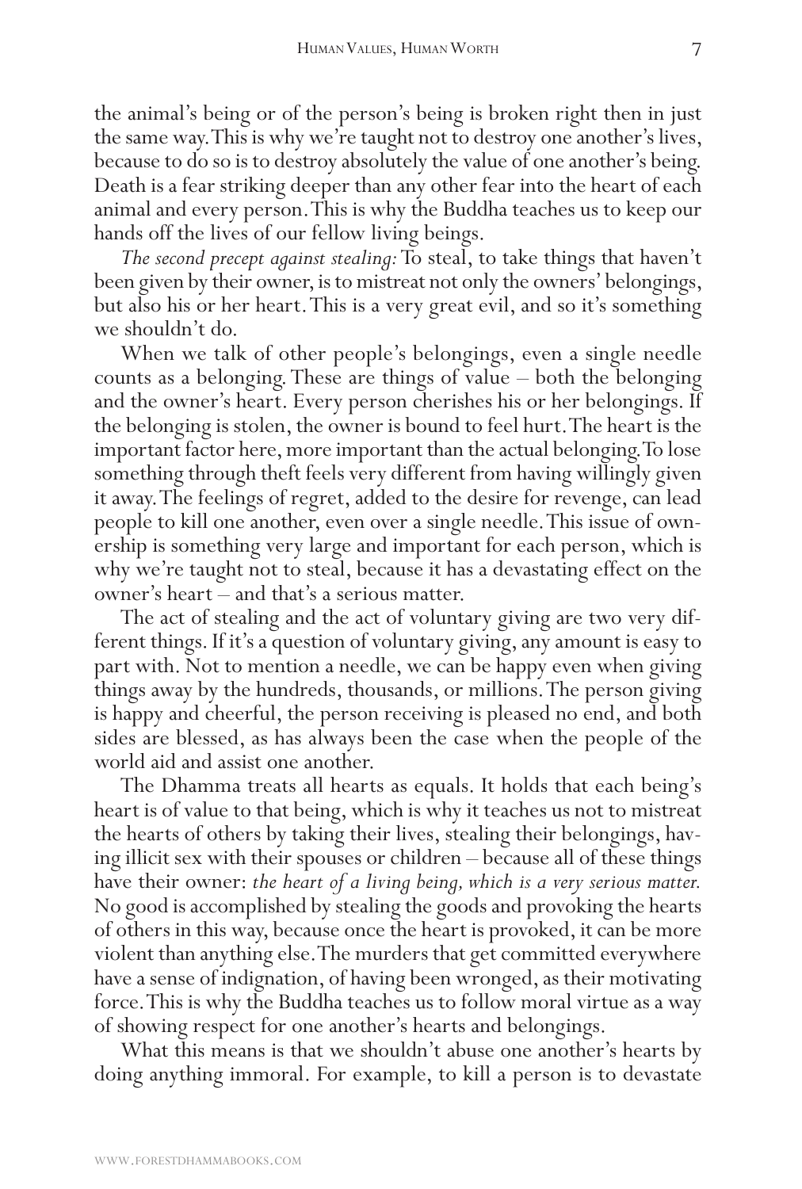the animal's being or of the person's being is broken right then in just the same way. This is why we're taught not to destroy one another's lives, because to do so is to destroy absolutely the value of one another's being. Death is a fear striking deeper than any other fear into the heart of each animal and every person. This is why the Buddha teaches us to keep our hands off the lives of our fellow living beings.

*The second precept against stealing:* To steal, to take things that haven't been given by their owner, is to mistreat not only the owners' belongings, but also his or her heart. This is a very great evil, and so it's something we shouldn't do.

When we talk of other people's belongings, even a single needle counts as a belonging. These are things of value – both the belonging and the owner's heart. Every person cherishes his or her belongings. If the belonging is stolen, the owner is bound to feel hurt. The heart is the important factor here, more important than the actual belonging. To lose something through theft feels very different from having willingly given it away. The feelings of regret, added to the desire for revenge, can lead people to kill one another, even over a single needle. This issue of ownership is something very large and important for each person, which is why we're taught not to steal, because it has a devastating effect on the owner's heart – and that's a serious matter.

The act of stealing and the act of voluntary giving are two very different things. If it's a question of voluntary giving, any amount is easy to part with. Not to mention a needle, we can be happy even when giving things away by the hundreds, thousands, or millions. The person giving is happy and cheerful, the person receiving is pleased no end, and both sides are blessed, as has always been the case when the people of the world aid and assist one another.

The Dhamma treats all hearts as equals. It holds that each being's heart is of value to that being, which is why it teaches us not to mistreat the hearts of others by taking their lives, stealing their belongings, having illicit sex with their spouses or children – because all of these things have their owner: *the heart of a living being, which is a very serious matter.* No good is accomplished by stealing the goods and provoking the hearts of others in this way, because once the heart is provoked, it can be more violent than anything else. The murders that get committed everywhere have a sense of indignation, of having been wronged, as their motivating force. This is why the Buddha teaches us to follow moral virtue as a way of showing respect for one another's hearts and belongings.

What this means is that we shouldn't abuse one another's hearts by doing anything immoral. For example, to kill a person is to devastate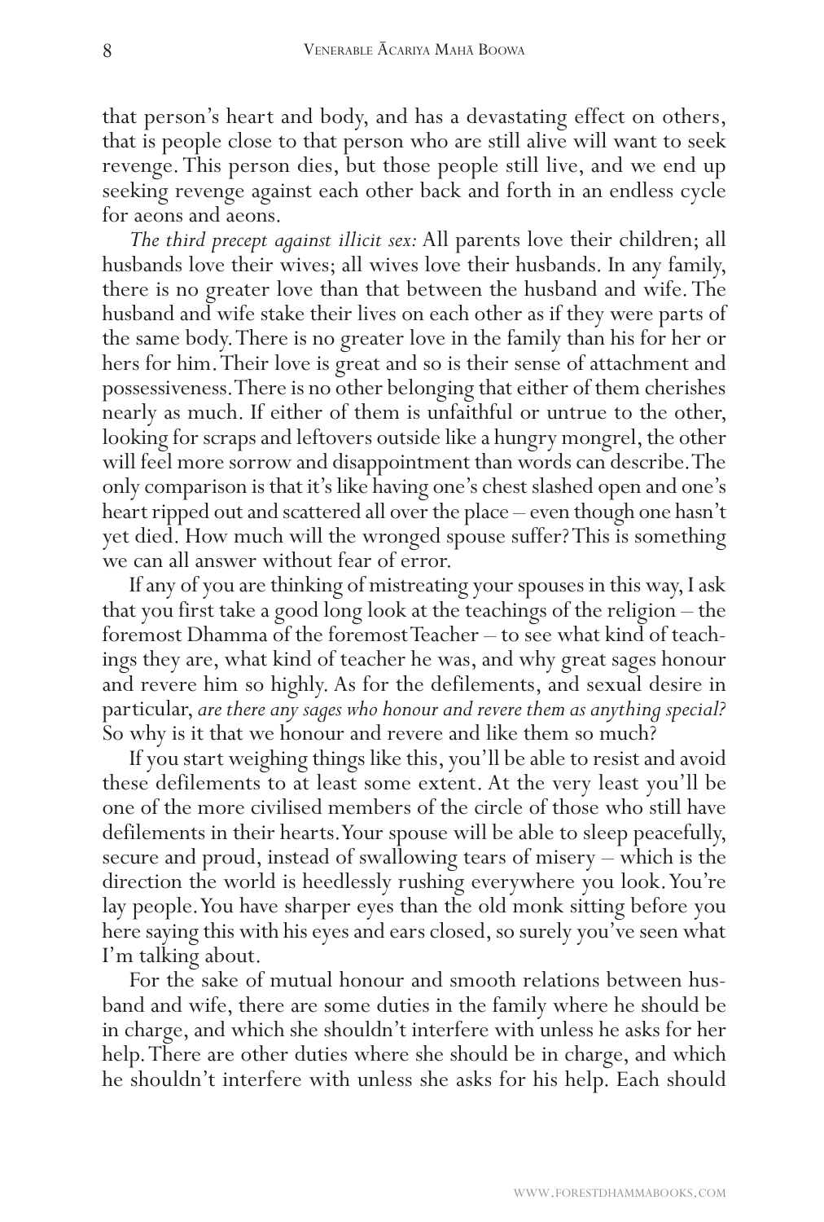that person's heart and body, and has a devastating effect on others, that is people close to that person who are still alive will want to seek revenge. This person dies, but those people still live, and we end up seeking revenge against each other back and forth in an endless cycle for aeons and aeons.

*The third precept against illicit sex:* All parents love their children; all husbands love their wives; all wives love their husbands. In any family, there is no greater love than that between the husband and wife. The husband and wife stake their lives on each other as if they were parts of the same body. There is no greater love in the family than his for her or hers for him. Their love is great and so is their sense of attachment and possessiveness. There is no other belonging that either of them cherishes nearly as much. If either of them is unfaithful or untrue to the other, looking for scraps and leftovers outside like a hungry mongrel, the other will feel more sorrow and disappointment than words can describe. The only comparison is that it's like having one's chest slashed open and one's heart ripped out and scattered all over the place – even though one hasn't yet died. How much will the wronged spouse suffer? This is something we can all answer without fear of error.

If any of you are thinking of mistreating your spouses in this way, I ask that you first take a good long look at the teachings of the religion – the foremost Dhamma of the foremost Teacher – to see what kind of teachings they are, what kind of teacher he was, and why great sages honour and revere him so highly. As for the defilements, and sexual desire in particular, *are there any sages who honour and revere them as anything special?* So why is it that we honour and revere and like them so much?

If you start weighing things like this, you'll be able to resist and avoid these defilements to at least some extent. At the very least you'll be one of the more civilised members of the circle of those who still have defilements in their hearts. Your spouse will be able to sleep peacefully, secure and proud, instead of swallowing tears of misery – which is the direction the world is heedlessly rushing everywhere you look. You're lay people. You have sharper eyes than the old monk sitting before you here saying this with his eyes and ears closed, so surely you've seen what I'm talking about.

For the sake of mutual honour and smooth relations between husband and wife, there are some duties in the family where he should be in charge, and which she shouldn't interfere with unless he asks for her help. There are other duties where she should be in charge, and which he shouldn't interfere with unless she asks for his help. Each should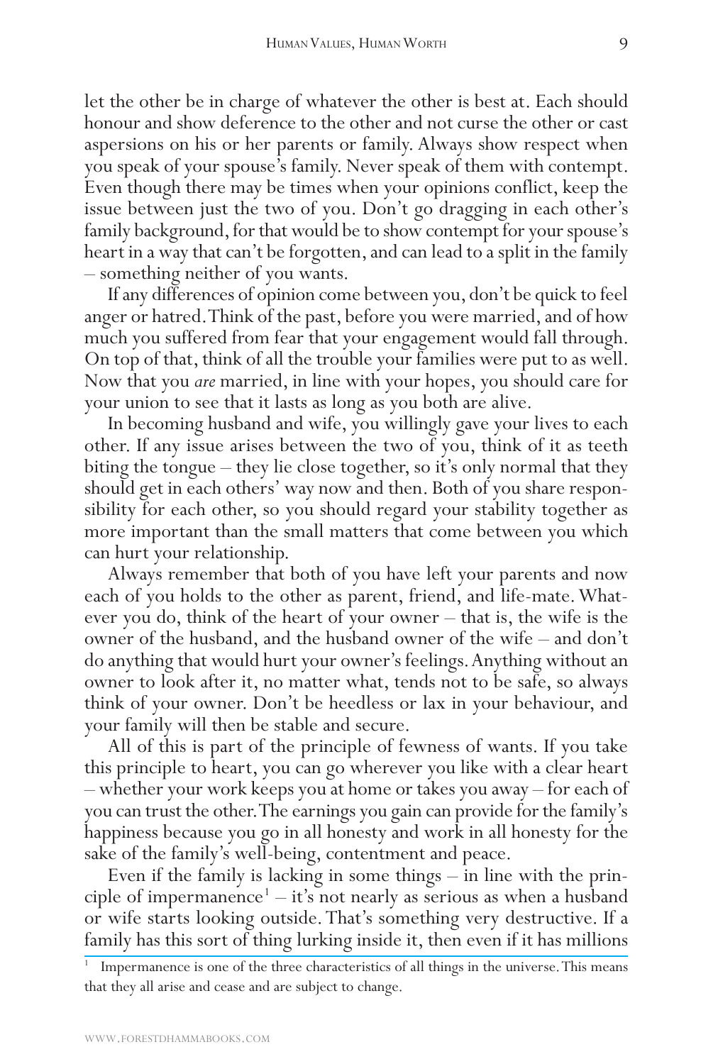let the other be in charge of whatever the other is best at. Each should honour and show deference to the other and not curse the other or cast aspersions on his or her parents or family. Always show respect when you speak of your spouse's family. Never speak of them with contempt. Even though there may be times when your opinions conflict, keep the issue between just the two of you. Don't go dragging in each other's family background, for that would be to show contempt for your spouse's heart in a way that can't be forgotten, and can lead to a split in the family – something neither of you wants.

If any differences of opinion come between you, don't be quick to feel anger or hatred. Think of the past, before you were married, and of how much you suffered from fear that your engagement would fall through. On top of that, think of all the trouble your families were put to as well. Now that you *are* married, in line with your hopes, you should care for your union to see that it lasts as long as you both are alive.

In becoming husband and wife, you willingly gave your lives to each other. If any issue arises between the two of you, think of it as teeth biting the tongue – they lie close together, so it's only normal that they should get in each others' way now and then. Both of you share responsibility for each other, so you should regard your stability together as more important than the small matters that come between you which can hurt your relationship.

Always remember that both of you have left your parents and now each of you holds to the other as parent, friend, and life-mate. Whatever you do, think of the heart of your owner – that is, the wife is the owner of the husband, and the husband owner of the wife – and don't do anything that would hurt your owner's feelings. Anything without an owner to look after it, no matter what, tends not to be safe, so always think of your owner. Don't be heedless or lax in your behaviour, and your family will then be stable and secure.

All of this is part of the principle of fewness of wants. If you take this principle to heart, you can go wherever you like with a clear heart – whether your work keeps you at home or takes you away – for each of you can trust the other. The earnings you gain can provide for the family's happiness because you go in all honesty and work in all honesty for the sake of the family's well-being, contentment and peace.

Even if the family is lacking in some things – in line with the principle of impermanence[1] – it's not nearly as serious as when a husband or wife starts looking outside. That's something very destructive. If a family has this sort of thing lurking inside it, then even if it has millions

[1] Impermanence is one of the three characteristics of all things in the universe. This means that they all arise and cease and are subject to change.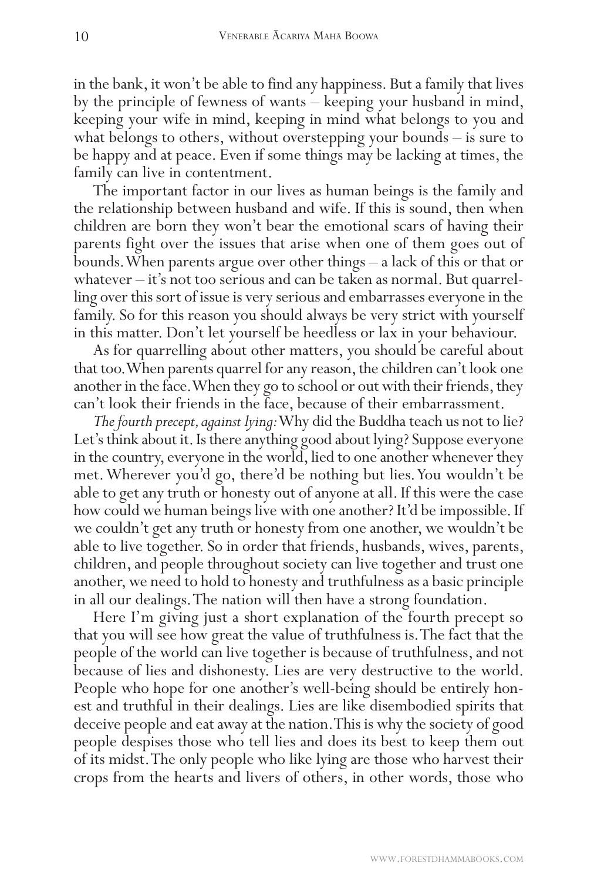in the bank, it won't be able to find any happiness. But a family that lives by the principle of fewness of wants – keeping your husband in mind, keeping your wife in mind, keeping in mind what belongs to you and what belongs to others, without overstepping your bounds – is sure to be happy and at peace. Even if some things may be lacking at times, the family can live in contentment.

The important factor in our lives as human beings is the family and the relationship between husband and wife. If this is sound, then when children are born they won't bear the emotional scars of having their parents fight over the issues that arise when one of them goes out of bounds. When parents argue over other things – a lack of this or that or whatever – it's not too serious and can be taken as normal. But quarrelling over this sort of issue is very serious and embarrasses everyone in the family. So for this reason you should always be very strict with yourself in this matter. Don't let yourself be heedless or lax in your behaviour.

As for quarrelling about other matters, you should be careful about that too. When parents quarrel for any reason, the children can't look one another in the face. When they go to school or out with their friends, they can't look their friends in the face, because of their embarrassment.

*The fourth precept, against lying:* Why did the Buddha teach us not to lie? Let's think about it. Is there anything good about lying? Suppose everyone in the country, everyone in the world, lied to one another whenever they met. Wherever you'd go, there'd be nothing but lies. You wouldn't be able to get any truth or honesty out of anyone at all. If this were the case how could we human beings live with one another? It'd be impossible. If we couldn't get any truth or honesty from one another, we wouldn't be able to live together. So in order that friends, husbands, wives, parents, children, and people throughout society can live together and trust one another, we need to hold to honesty and truthfulness as a basic principle in all our dealings. The nation will then have a strong foundation.

Here I'm giving just a short explanation of the fourth precept so that you will see how great the value of truthfulness is. The fact that the people of the world can live together is because of truthfulness, and not because of lies and dishonesty. Lies are very destructive to the world. People who hope for one another's well-being should be entirely honest and truthful in their dealings. Lies are like disembodied spirits that deceive people and eat away at the nation. This is why the society of good people despises those who tell lies and does its best to keep them out of its midst. The only people who like lying are those who harvest their crops from the hearts and livers of others, in other words, those who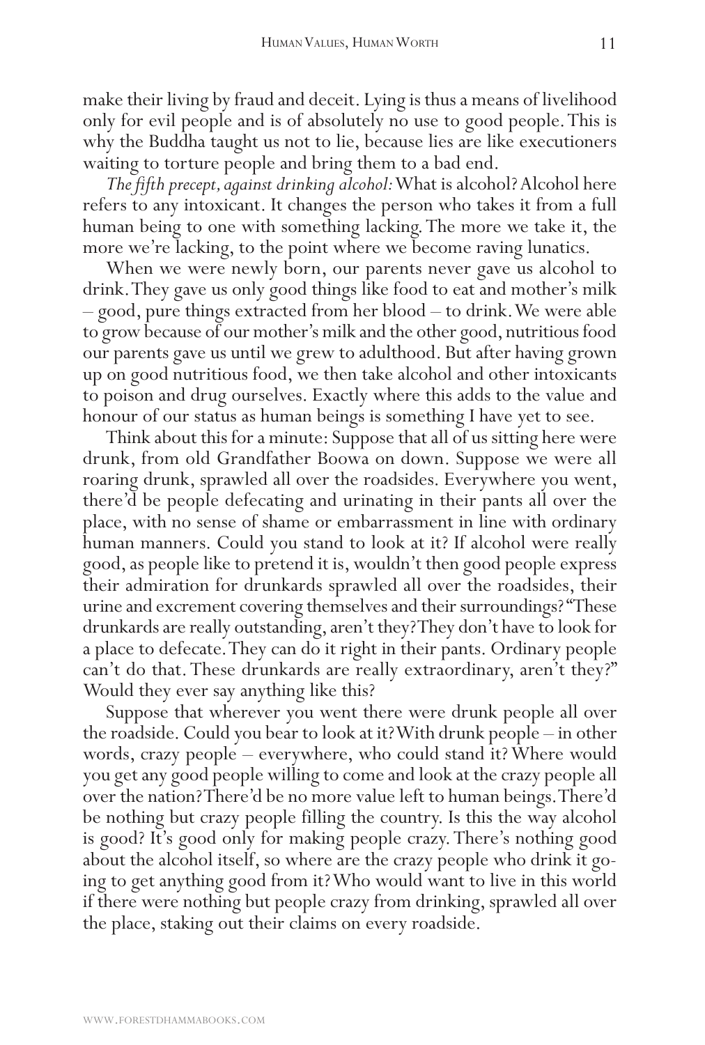make their living by fraud and deceit. Lying is thus a means of livelihood only for evil people and is of absolutely no use to good people. This is why the Buddha taught us not to lie, because lies are like executioners waiting to torture people and bring them to a bad end.

*The fifth precept, against drinking alcohol:* What is alcohol? Alcohol here refers to any intoxicant. It changes the person who takes it from a full human being to one with something lacking. The more we take it, the more we're lacking, to the point where we become raving lunatics.

When we were newly born, our parents never gave us alcohol to drink. They gave us only good things like food to eat and mother's milk – good, pure things extracted from her blood – to drink. We were able to grow because of our mother's milk and the other good, nutritious food our parents gave us until we grew to adulthood. But after having grown up on good nutritious food, we then take alcohol and other intoxicants to poison and drug ourselves. Exactly where this adds to the value and honour of our status as human beings is something I have yet to see.

Think about this for a minute: Suppose that all of us sitting here were drunk, from old Grandfather Boowa on down. Suppose we were all roaring drunk, sprawled all over the roadsides. Everywhere you went, there'd be people defecating and urinating in their pants all over the place, with no sense of shame or embarrassment in line with ordinary human manners. Could you stand to look at it? If alcohol were really good, as people like to pretend it is, wouldn't then good people express their admiration for drunkards sprawled all over the roadsides, their urine and excrement covering themselves and their surroundings? "These drunkards are really outstanding, aren't they? They don't have to look for a place to defecate. They can do it right in their pants. Ordinary people can't do that. These drunkards are really extraordinary, aren't they?" Would they ever say anything like this?

Suppose that wherever you went there were drunk people all over the roadside. Could you bear to look at it? With drunk people – in other words, crazy people – everywhere, who could stand it? Where would you get any good people willing to come and look at the crazy people all over the nation? There'd be no more value left to human beings. There'd be nothing but crazy people filling the country. Is this the way alcohol is good? It's good only for making people crazy. There's nothing good about the alcohol itself, so where are the crazy people who drink it going to get anything good from it? Who would want to live in this world if there were nothing but people crazy from drinking, sprawled all over the place, staking out their claims on every roadside.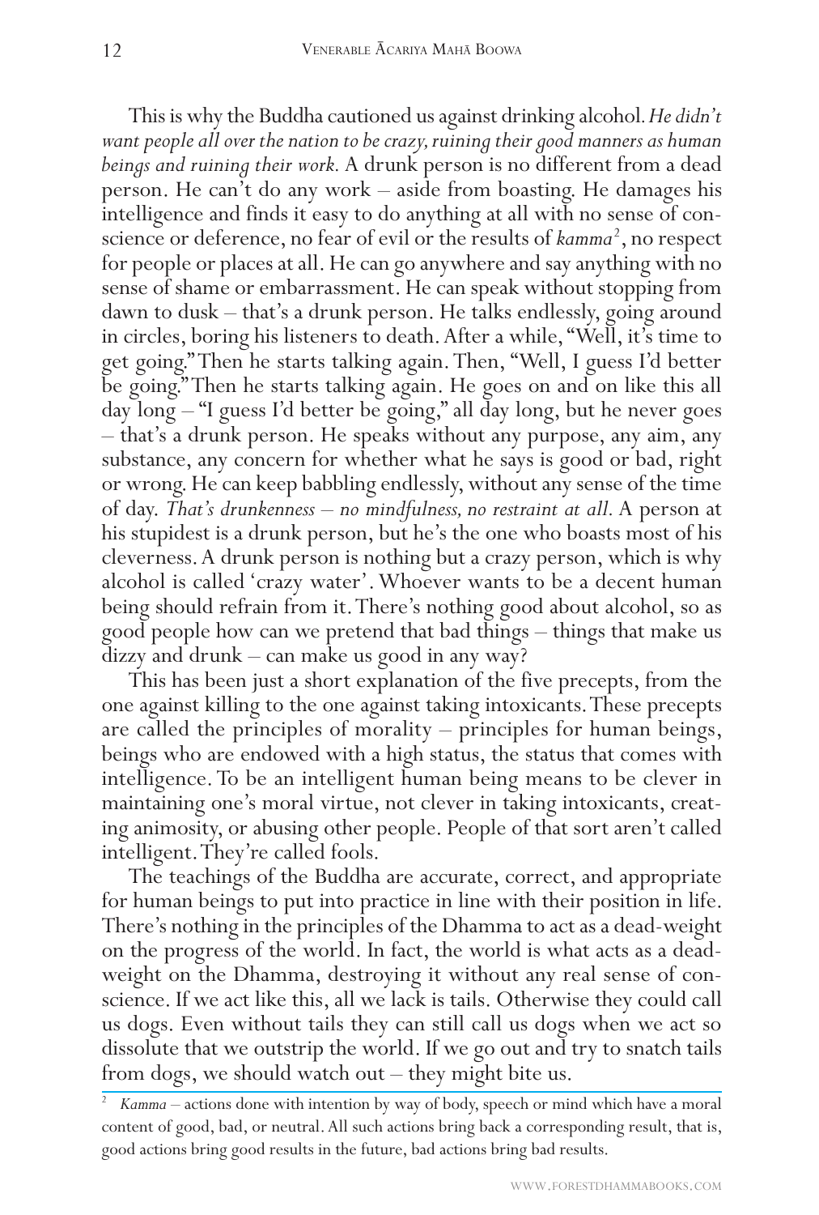This is why the Buddha cautioned us against drinking alcohol. *He didn't want people all over the nation to be crazy, ruining their good manners as human beings and ruining their work.* A drunk person is no different from a dead person. He can't do any work – aside from boasting. He damages his intelligence and finds it easy to do anything at all with no sense of conscience or deference, no fear of evil or the results of *kamma*[2], no respect for people or places at all. He can go anywhere and say anything with no sense of shame or embarrassment. He can speak without stopping from dawn to dusk – that's a drunk person. He talks endlessly, going around in circles, boring his listeners to death. After a while, "Well, it's time to get going." Then he starts talking again. Then, "Well, I guess I'd better be going." Then he starts talking again. He goes on and on like this all day long – "I guess I'd better be going," all day long, but he never goes – that's a drunk person. He speaks without any purpose, any aim, any substance, any concern for whether what he says is good or bad, right or wrong. He can keep babbling endlessly, without any sense of the time of day. *That's drunkenness – no mindfulness, no restraint at all.* A person at his stupidest is a drunk person, but he's the one who boasts most of his cleverness. A drunk person is nothing but a crazy person, which is why alcohol is called 'crazy water'. Whoever wants to be a decent human being should refrain from it. There's nothing good about alcohol, so as good people how can we pretend that bad things – things that make us dizzy and drunk – can make us good in any way?

This has been just a short explanation of the five precepts, from the one against killing to the one against taking intoxicants. These precepts are called the principles of morality – principles for human beings, beings who are endowed with a high status, the status that comes with intelligence. To be an intelligent human being means to be clever in maintaining one's moral virtue, not clever in taking intoxicants, creating animosity, or abusing other people. People of that sort aren't called intelligent. They're called fools.

The teachings of the Buddha are accurate, correct, and appropriate for human beings to put into practice in line with their position in life. There's nothing in the principles of the Dhamma to act as a dead-weight on the progress of the world. In fact, the world is what acts as a dead-weight on the Dhamma, destroying it without any real sense of conscience. If we act like this, all we lack is tails. Otherwise they could call us dogs. Even without tails they can still call us dogs when we act so dissolute that we outstrip the world. If we go out and try to snatch tails from dogs, we should watch out – they might bite us.

---

[2] *Kamma* – actions done with intention by way of body, speech or mind which have a moral content of good, bad, or neutral. All such actions bring back a corresponding result, that is, good actions bring good results in the future, bad actions bring bad results.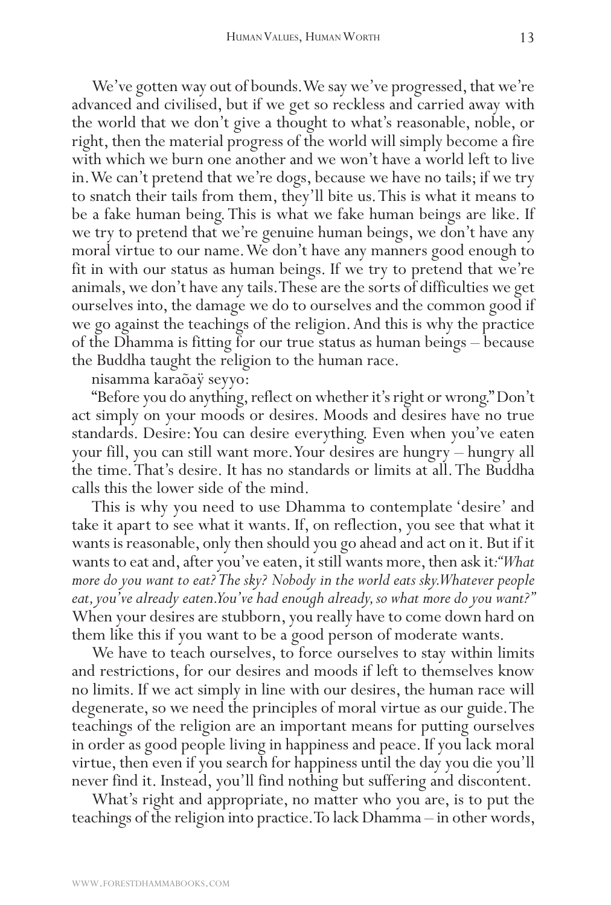We've gotten way out of bounds. We say we've progressed, that we're advanced and civilised, but if we get so reckless and carried away with the world that we don't give a thought to what's reasonable, noble, or right, then the material progress of the world will simply become a fire with which we burn one another and we won't have a world left to live in. We can't pretend that we're dogs, because we have no tails; if we try to snatch their tails from them, they'll bite us. This is what it means to be a fake human being. This is what we fake human beings are like. If we try to pretend that we're genuine human beings, we don't have any moral virtue to our name. We don't have any manners good enough to fit in with our status as human beings. If we try to pretend that we're animals, we don't have any tails. These are the sorts of difficulties we get ourselves into, the damage we do to ourselves and the common good if we go against the teachings of the religion. And this is why the practice of the Dhamma is fitting for our true status as human beings – because the Buddha taught the religion to the human race.

nisamma karaõaÿ seyyo:

"Before you do anything, reflect on whether it's right or wrong." Don't act simply on your moods or desires. Moods and desires have no true standards. Desire: You can desire everything. Even when you've eaten your fill, you can still want more. Your desires are hungry – hungry all the time. That's desire. It has no standards or limits at all. The Buddha calls this the lower side of the mind.

This is why you need to use Dhamma to contemplate 'desire' and take it apart to see what it wants. If, on reflection, you see that what it wants is reasonable, only then should you go ahead and act on it. But if it wants to eat and, after you've eaten, it still wants more, then ask it: *"What more do you want to eat? The sky? Nobody in the world eats sky. Whatever people eat, you've already eaten. You've had enough already, so what more do you want?"* When your desires are stubborn, you really have to come down hard on them like this if you want to be a good person of moderate wants.

We have to teach ourselves, to force ourselves to stay within limits and restrictions, for our desires and moods if left to themselves know no limits. If we act simply in line with our desires, the human race will degenerate, so we need the principles of moral virtue as our guide. The teachings of the religion are an important means for putting ourselves in order as good people living in happiness and peace. If you lack moral virtue, then even if you search for happiness until the day you die you'll never find it. Instead, you'll find nothing but suffering and discontent.

What's right and appropriate, no matter who you are, is to put the teachings of the religion into practice. To lack Dhamma – in other words,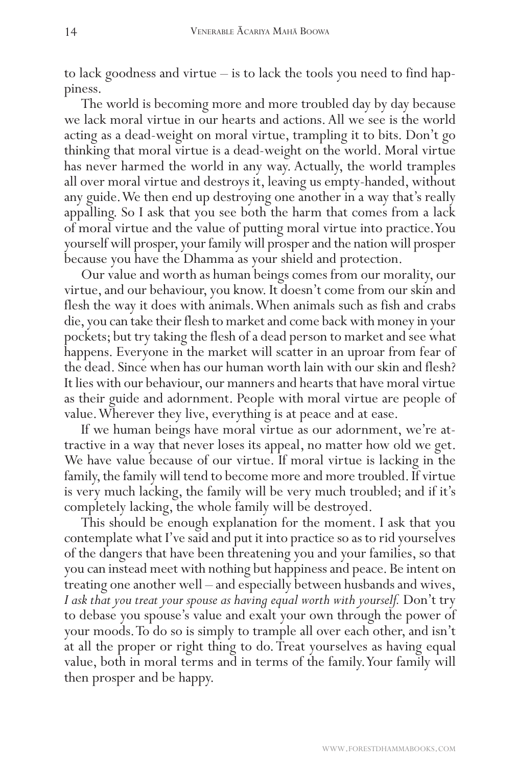to lack goodness and virtue – is to lack the tools you need to find happiness.

The world is becoming more and more troubled day by day because we lack moral virtue in our hearts and actions. All we see is the world acting as a dead-weight on moral virtue, trampling it to bits. Don't go thinking that moral virtue is a dead-weight on the world. Moral virtue has never harmed the world in any way. Actually, the world tramples all over moral virtue and destroys it, leaving us empty-handed, without any guide. We then end up destroying one another in a way that's really appalling. So I ask that you see both the harm that comes from a lack of moral virtue and the value of putting moral virtue into practice. You yourself will prosper, your family will prosper and the nation will prosper because you have the Dhamma as your shield and protection.

Our value and worth as human beings comes from our morality, our virtue, and our behaviour, you know. It doesn't come from our skin and flesh the way it does with animals. When animals such as fish and crabs die, you can take their flesh to market and come back with money in your pockets; but try taking the flesh of a dead person to market and see what happens. Everyone in the market will scatter in an uproar from fear of the dead. Since when has our human worth lain with our skin and flesh? It lies with our behaviour, our manners and hearts that have moral virtue as their guide and adornment. People with moral virtue are people of value. Wherever they live, everything is at peace and at ease.

If we human beings have moral virtue as our adornment, we're attractive in a way that never loses its appeal, no matter how old we get. We have value because of our virtue. If moral virtue is lacking in the family, the family will tend to become more and more troubled. If virtue is very much lacking, the family will be very much troubled; and if it's completely lacking, the whole family will be destroyed.

This should be enough explanation for the moment. I ask that you contemplate what I've said and put it into practice so as to rid yourselves of the dangers that have been threatening you and your families, so that you can instead meet with nothing but happiness and peace. Be intent on treating one another well – and especially between husbands and wives, *I ask that you treat your spouse as having equal worth with yourself.* Don't try to debase you spouse's value and exalt your own through the power of your moods. To do so is simply to trample all over each other, and isn't at all the proper or right thing to do. Treat yourselves as having equal value, both in moral terms and in terms of the family. Your family will then prosper and be happy.